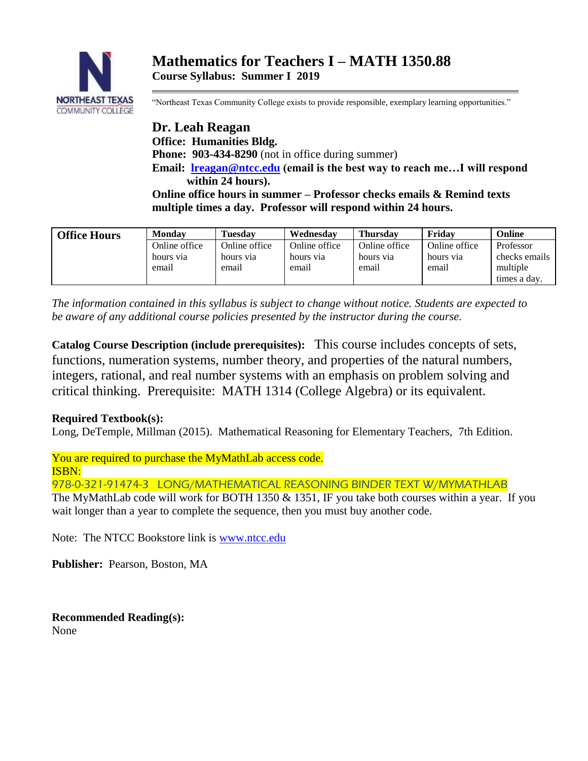# Mathematics for Teachers I – MATH 1350.88

**Course Syllabus: Summer I 2019**

"Northeast Texas Community College exists to provide responsible, exemplary learning opportunities."

## Dr. Leah Reagan

**Office: Humanities Bldg.**
**Phone: 903-434-8290** (not in office during summer)
**Email: lreagan@ntcc.edu (email is the best way to reach me…I will respond within 24 hours).**
**Online office hours in summer – Professor checks emails & Remind texts multiple times a day. Professor will respond within 24 hours.**

| Office Hours | Monday | Tuesday | Wednesday | Thursday | Friday | Online |
|---|---|---|---|---|---|---|
| | Online office hours via email | Online office hours via email | Online office hours via email | Online office hours via email | Online office hours via email | Professor checks emails multiple times a day. |

*The information contained in this syllabus is subject to change without notice. Students are expected to be aware of any additional course policies presented by the instructor during the course.*

**Catalog Course Description (include prerequisites):** This course includes concepts of sets, functions, numeration systems, number theory, and properties of the natural numbers, integers, rational, and real number systems with an emphasis on problem solving and critical thinking. Prerequisite: MATH 1314 (College Algebra) or its equivalent.

**Required Textbook(s):**
Long, DeTemple, Millman (2015). Mathematical Reasoning for Elementary Teachers, 7th Edition.

You are required to purchase the MyMathLab access code.
ISBN:
978-0-321-91474-3 LONG/MATHEMATICAL REASONING BINDER TEXT W/MYMATHLAB
The MyMathLab code will work for BOTH 1350 & 1351, IF you take both courses within a year. If you wait longer than a year to complete the sequence, then you must buy another code.

Note: The NTCC Bookstore link is www.ntcc.edu

**Publisher:** Pearson, Boston, MA

**Recommended Reading(s):**
None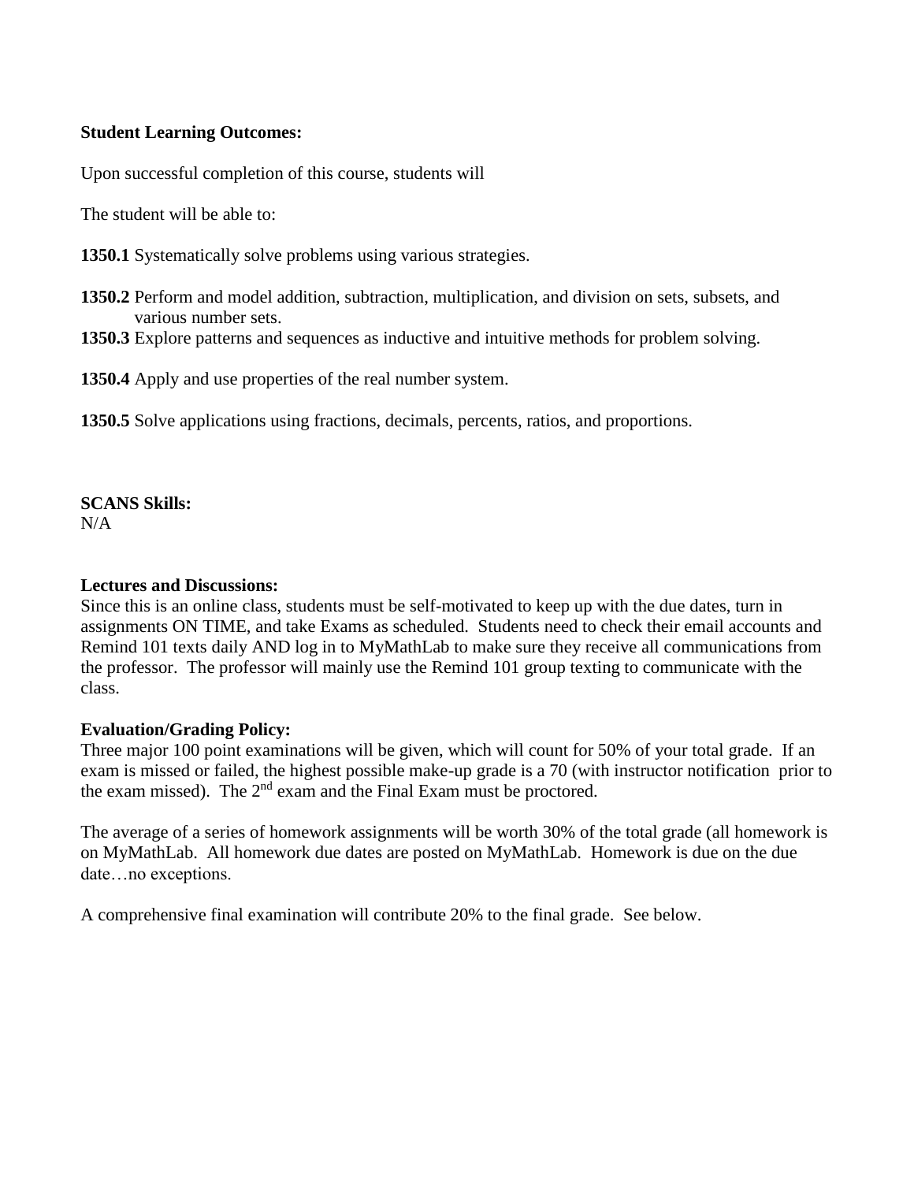**Student Learning Outcomes:**

Upon successful completion of this course, students will

The student will be able to:

**1350.1** Systematically solve problems using various strategies.

**1350.2** Perform and model addition, subtraction, multiplication, and division on sets, subsets, and various number sets.

**1350.3** Explore patterns and sequences as inductive and intuitive methods for problem solving.

**1350.4** Apply and use properties of the real number system.

**1350.5** Solve applications using fractions, decimals, percents, ratios, and proportions.

**SCANS Skills:**
N/A

**Lectures and Discussions:**
Since this is an online class, students must be self-motivated to keep up with the due dates, turn in assignments ON TIME, and take Exams as scheduled. Students need to check their email accounts and Remind 101 texts daily AND log in to MyMathLab to make sure they receive all communications from the professor. The professor will mainly use the Remind 101 group texting to communicate with the class.

**Evaluation/Grading Policy:**
Three major 100 point examinations will be given, which will count for 50% of your total grade. If an exam is missed or failed, the highest possible make-up grade is a 70 (with instructor notification prior to the exam missed). The 2nd exam and the Final Exam must be proctored.

The average of a series of homework assignments will be worth 30% of the total grade (all homework is on MyMathLab. All homework due dates are posted on MyMathLab. Homework is due on the due date…no exceptions.

A comprehensive final examination will contribute 20% to the final grade. See below.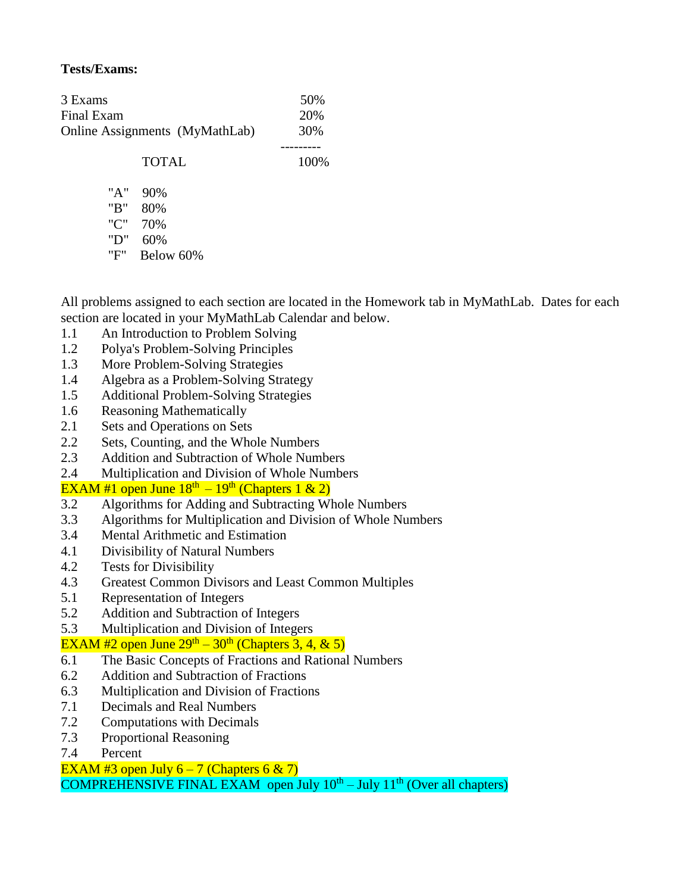**Tests/Exams:**

| | |
|---|---|
| 3 Exams | 50% |
| Final Exam | 20% |
| Online Assignments (MyMathLab) | 30% |
| TOTAL | 100% |

| | |
|---|---|
| "A" | 90% |
| "B" | 80% |
| "C" | 70% |
| "D" | 60% |
| "F" | Below 60% |

All problems assigned to each section are located in the Homework tab in MyMathLab. Dates for each section are located in your MyMathLab Calendar and below.

1.1 An Introduction to Problem Solving
1.2 Polya's Problem-Solving Principles
1.3 More Problem-Solving Strategies
1.4 Algebra as a Problem-Solving Strategy
1.5 Additional Problem-Solving Strategies
1.6 Reasoning Mathematically
2.1 Sets and Operations on Sets
2.2 Sets, Counting, and the Whole Numbers
2.3 Addition and Subtraction of Whole Numbers
2.4 Multiplication and Division of Whole Numbers
EXAM #1 open June 18th – 19th (Chapters 1 & 2)
3.2 Algorithms for Adding and Subtracting Whole Numbers
3.3 Algorithms for Multiplication and Division of Whole Numbers
3.4 Mental Arithmetic and Estimation
4.1 Divisibility of Natural Numbers
4.2 Tests for Divisibility
4.3 Greatest Common Divisors and Least Common Multiples
5.1 Representation of Integers
5.2 Addition and Subtraction of Integers
5.3 Multiplication and Division of Integers
EXAM #2 open June 29th – 30th (Chapters 3, 4, & 5)
6.1 The Basic Concepts of Fractions and Rational Numbers
6.2 Addition and Subtraction of Fractions
6.3 Multiplication and Division of Fractions
7.1 Decimals and Real Numbers
7.2 Computations with Decimals
7.3 Proportional Reasoning
7.4 Percent
EXAM #3 open July 6 – 7 (Chapters 6 & 7)
COMPREHENSIVE FINAL EXAM open July 10th – July 11th (Over all chapters)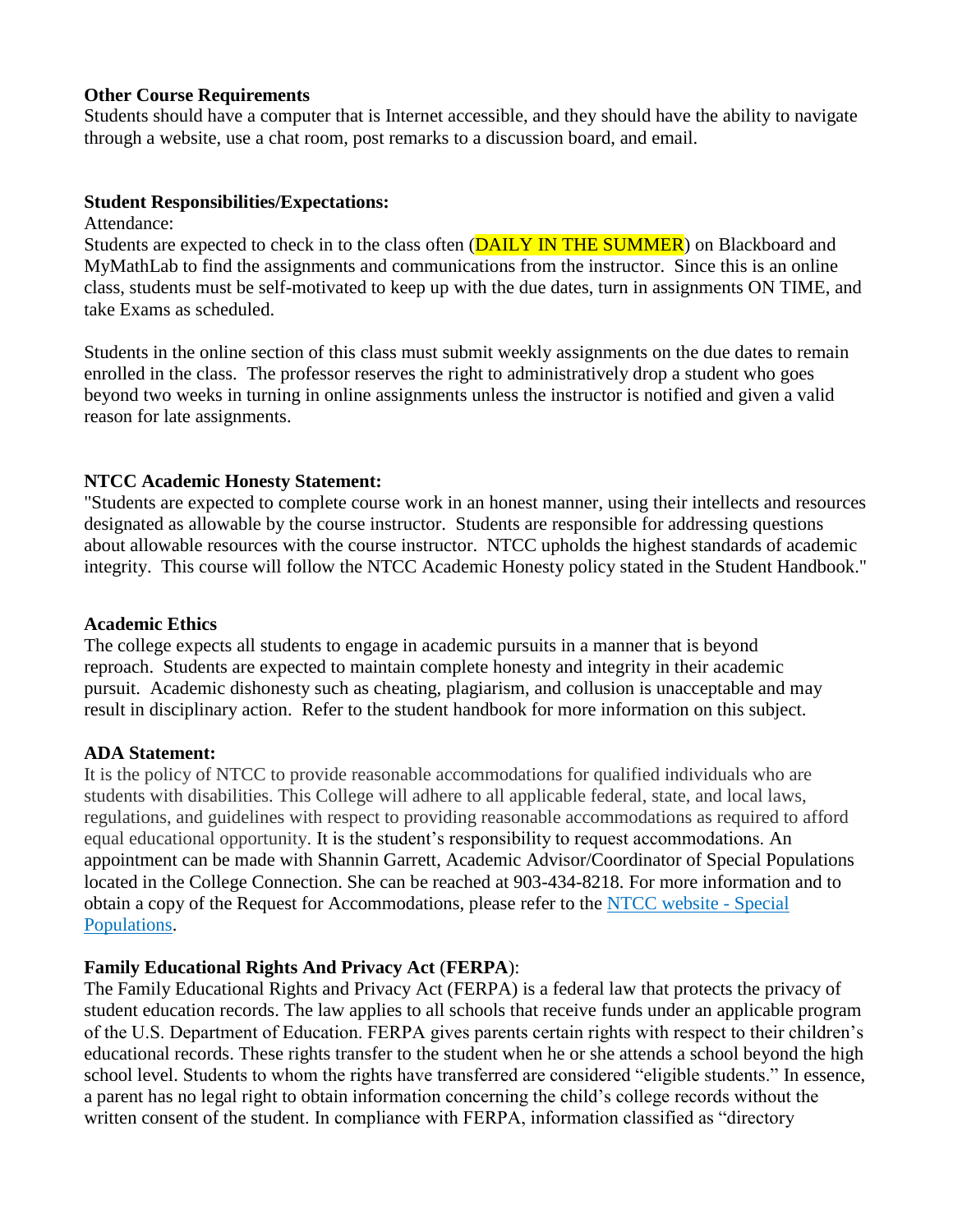**Other Course Requirements**

Students should have a computer that is Internet accessible, and they should have the ability to navigate through a website, use a chat room, post remarks to a discussion board, and email.

**Student Responsibilities/Expectations:**

Attendance:

Students are expected to check in to the class often (DAILY IN THE SUMMER) on Blackboard and MyMathLab to find the assignments and communications from the instructor. Since this is an online class, students must be self-motivated to keep up with the due dates, turn in assignments ON TIME, and take Exams as scheduled.

Students in the online section of this class must submit weekly assignments on the due dates to remain enrolled in the class. The professor reserves the right to administratively drop a student who goes beyond two weeks in turning in online assignments unless the instructor is notified and given a valid reason for late assignments.

**NTCC Academic Honesty Statement:**

"Students are expected to complete course work in an honest manner, using their intellects and resources designated as allowable by the course instructor. Students are responsible for addressing questions about allowable resources with the course instructor. NTCC upholds the highest standards of academic integrity. This course will follow the NTCC Academic Honesty policy stated in the Student Handbook."

**Academic Ethics**

The college expects all students to engage in academic pursuits in a manner that is beyond reproach. Students are expected to maintain complete honesty and integrity in their academic pursuit. Academic dishonesty such as cheating, plagiarism, and collusion is unacceptable and may result in disciplinary action. Refer to the student handbook for more information on this subject.

**ADA Statement:**

It is the policy of NTCC to provide reasonable accommodations for qualified individuals who are students with disabilities. This College will adhere to all applicable federal, state, and local laws, regulations, and guidelines with respect to providing reasonable accommodations as required to afford equal educational opportunity. It is the student's responsibility to request accommodations. An appointment can be made with Shannin Garrett, Academic Advisor/Coordinator of Special Populations located in the College Connection. She can be reached at 903-434-8218. For more information and to obtain a copy of the Request for Accommodations, please refer to the NTCC website - Special Populations.

**Family Educational Rights And Privacy Act (FERPA):**

The Family Educational Rights and Privacy Act (FERPA) is a federal law that protects the privacy of student education records. The law applies to all schools that receive funds under an applicable program of the U.S. Department of Education. FERPA gives parents certain rights with respect to their children's educational records. These rights transfer to the student when he or she attends a school beyond the high school level. Students to whom the rights have transferred are considered "eligible students." In essence, a parent has no legal right to obtain information concerning the child's college records without the written consent of the student. In compliance with FERPA, information classified as "directory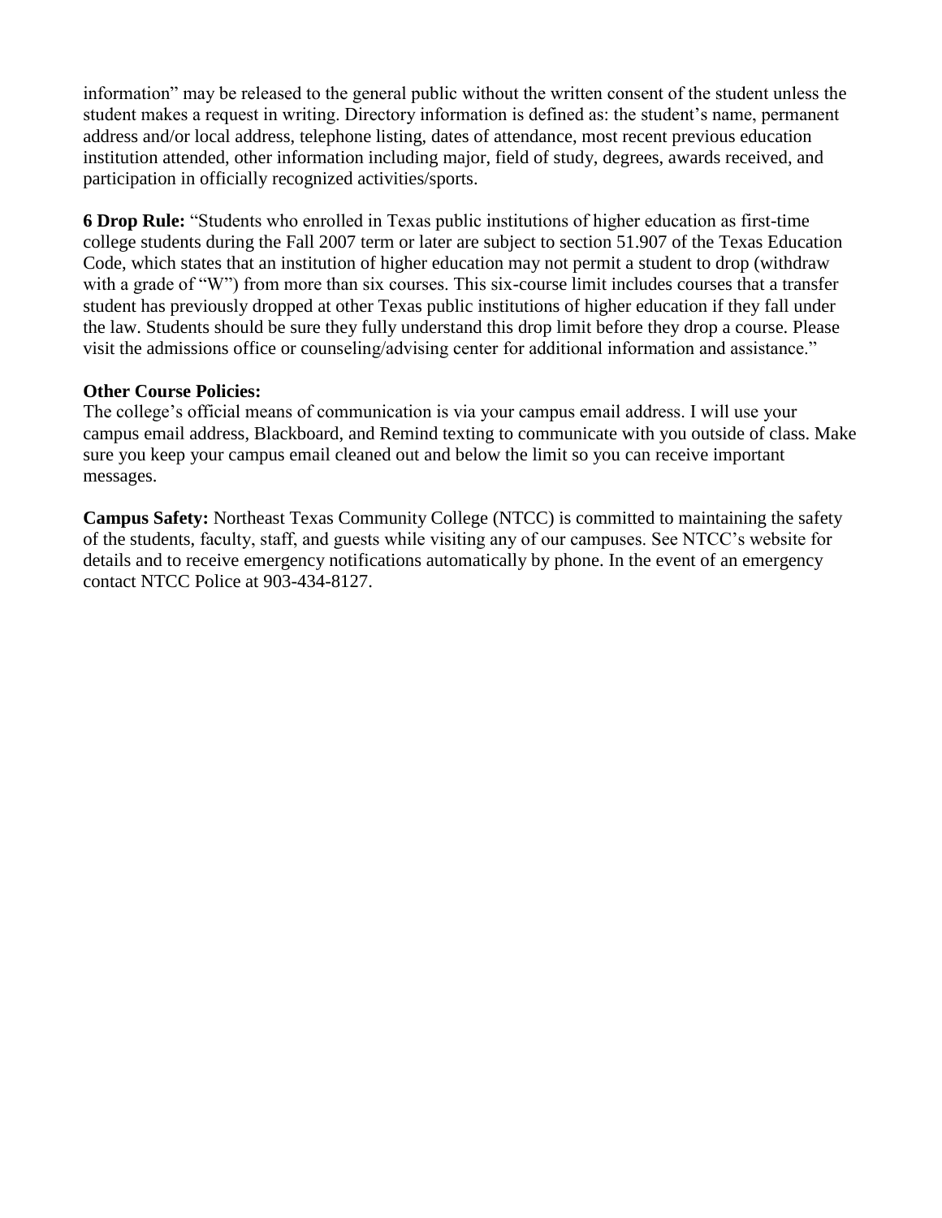information" may be released to the general public without the written consent of the student unless the student makes a request in writing. Directory information is defined as: the student's name, permanent address and/or local address, telephone listing, dates of attendance, most recent previous education institution attended, other information including major, field of study, degrees, awards received, and participation in officially recognized activities/sports.

**6 Drop Rule:** "Students who enrolled in Texas public institutions of higher education as first-time college students during the Fall 2007 term or later are subject to section 51.907 of the Texas Education Code, which states that an institution of higher education may not permit a student to drop (withdraw with a grade of "W") from more than six courses. This six-course limit includes courses that a transfer student has previously dropped at other Texas public institutions of higher education if they fall under the law. Students should be sure they fully understand this drop limit before they drop a course. Please visit the admissions office or counseling/advising center for additional information and assistance."

**Other Course Policies:**
The college's official means of communication is via your campus email address. I will use your campus email address, Blackboard, and Remind texting to communicate with you outside of class. Make sure you keep your campus email cleaned out and below the limit so you can receive important messages.

**Campus Safety:** Northeast Texas Community College (NTCC) is committed to maintaining the safety of the students, faculty, staff, and guests while visiting any of our campuses. See NTCC's website for details and to receive emergency notifications automatically by phone. In the event of an emergency contact NTCC Police at 903-434-8127.